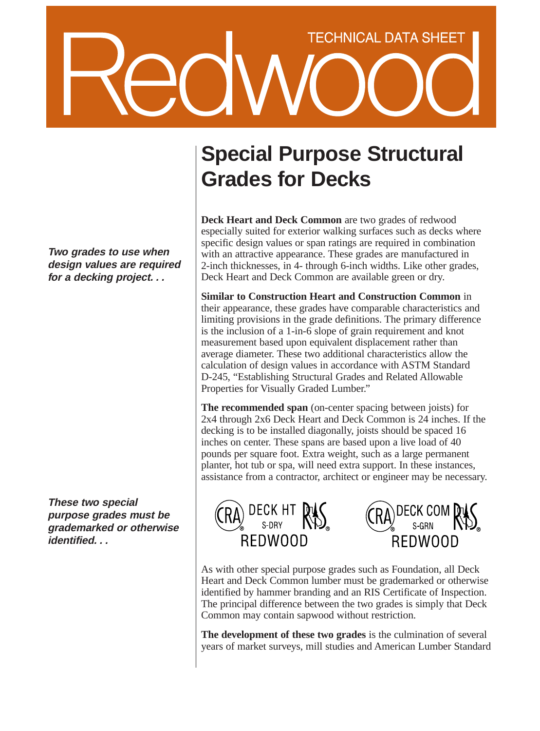# Redwood

TECHNICAL DATA SHEET

## Special Purpose Structural Grades for Decks

***Two grades to use when design values are required for a decking project. . .***

**Deck Heart and Deck Common** are two grades of redwood especially suited for exterior walking surfaces such as decks where specific design values or span ratings are required in combination with an attractive appearance. These grades are manufactured in 2-inch thicknesses, in 4- through 6-inch widths. Like other grades, Deck Heart and Deck Common are available green or dry.

**Similar to Construction Heart and Construction Common** in their appearance, these grades have comparable characteristics and limiting provisions in the grade definitions. The primary difference is the inclusion of a 1-in-6 slope of grain requirement and knot measurement based upon equivalent displacement rather than average diameter. These two additional characteristics allow the calculation of design values in accordance with ASTM Standard D-245, "Establishing Structural Grades and Related Allowable Properties for Visually Graded Lumber."

**The recommended span** (on-center spacing between joists) for 2x4 through 2x6 Deck Heart and Deck Common is 24 inches. If the decking is to be installed diagonally, joists should be spaced 16 inches on center. These spans are based upon a live load of 40 pounds per square foot. Extra weight, such as a large permanent planter, hot tub or spa, will need extra support. In these instances, assistance from a contractor, architect or engineer may be necessary.

***These two special purpose grades must be grademarked or otherwise identified. . .***

CRA® DECK HT S-DRY RIS® REDWOOD

CRA® DECK COM S-GRN RIS® REDWOOD

As with other special purpose grades such as Foundation, all Deck Heart and Deck Common lumber must be grademarked or otherwise identified by hammer branding and an RIS Certificate of Inspection. The principal difference between the two grades is simply that Deck Common may contain sapwood without restriction.

**The development of these two grades** is the culmination of several years of market surveys, mill studies and American Lumber Standard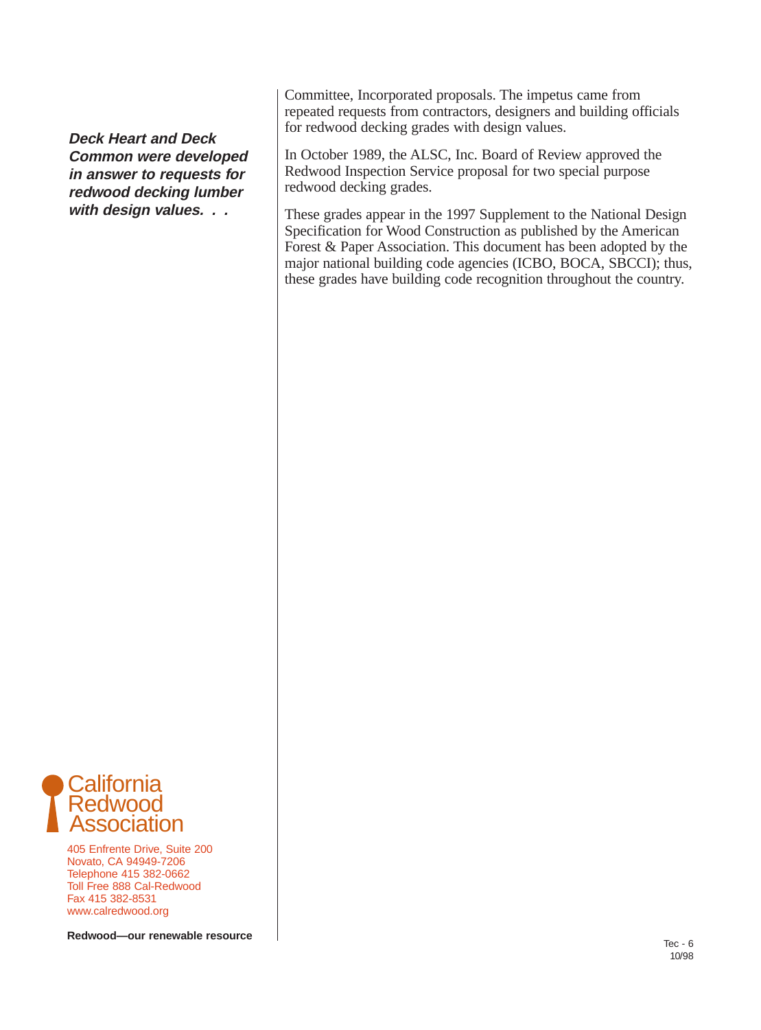***Deck Heart and Deck Common were developed in answer to requests for redwood decking lumber with design values. . .***

Committee, Incorporated proposals. The impetus came from repeated requests from contractors, designers and building officials for redwood decking grades with design values.

In October 1989, the ALSC, Inc. Board of Review approved the Redwood Inspection Service proposal for two special purpose redwood decking grades.

These grades appear in the 1997 Supplement to the National Design Specification for Wood Construction as published by the American Forest & Paper Association. This document has been adopted by the major national building code agencies (ICBO, BOCA, SBCCI); thus, these grades have building code recognition throughout the country.

California Redwood Association

405 Enfrente Drive, Suite 200
Novato, CA 94949-7206
Telephone 415 382-0662
Toll Free 888 Cal-Redwood
Fax 415 382-8531
www.calredwood.org

**Redwood—our renewable resource**

Tec - 6
10/98